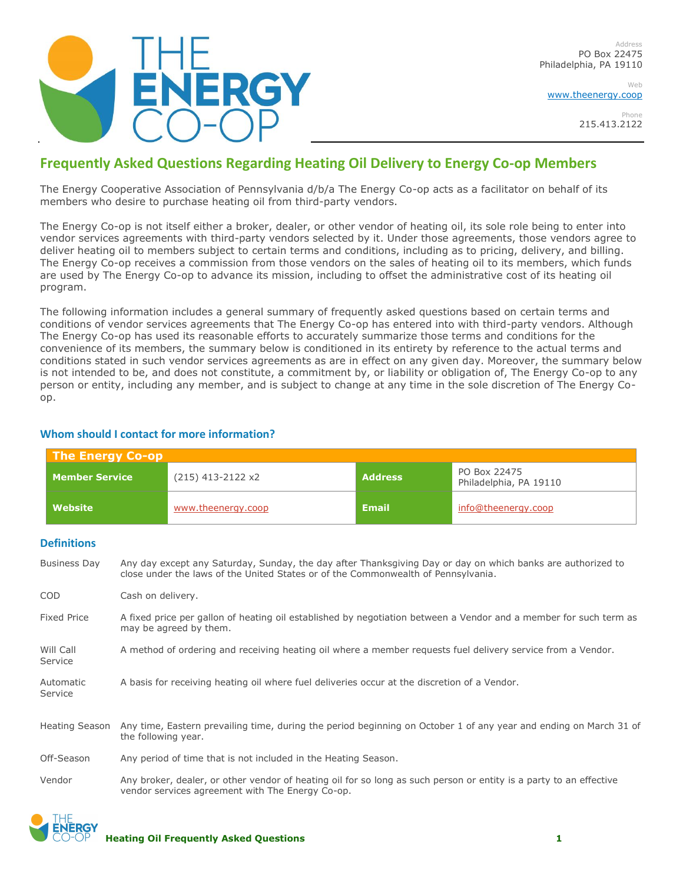Address
PO Box 22475
Philadelphia, PA 19110

Web
www.theenergy.coop

Phone
215.413.2122

# Frequently Asked Questions Regarding Heating Oil Delivery to Energy Co-op Members

The Energy Cooperative Association of Pennsylvania d/b/a The Energy Co-op acts as a facilitator on behalf of its members who desire to purchase heating oil from third-party vendors.

The Energy Co-op is not itself either a broker, dealer, or other vendor of heating oil, its sole role being to enter into vendor services agreements with third-party vendors selected by it. Under those agreements, those vendors agree to deliver heating oil to members subject to certain terms and conditions, including as to pricing, delivery, and billing. The Energy Co-op receives a commission from those vendors on the sales of heating oil to its members, which funds are used by The Energy Co-op to advance its mission, including to offset the administrative cost of its heating oil program.

The following information includes a general summary of frequently asked questions based on certain terms and conditions of vendor services agreements that The Energy Co-op has entered into with third-party vendors. Although The Energy Co-op has used its reasonable efforts to accurately summarize those terms and conditions for the convenience of its members, the summary below is conditioned in its entirety by reference to the actual terms and conditions stated in such vendor services agreements as are in effect on any given day. Moreover, the summary below is not intended to be, and does not constitute, a commitment by, or liability or obligation of, The Energy Co-op to any person or entity, including any member, and is subject to change at any time in the sole discretion of The Energy Co-op.

## Whom should I contact for more information?

| The Energy Co-op | | | |
|---|---|---|---|
| **Member Service** | (215) 413-2122 x2 | **Address** | PO Box 22475 Philadelphia, PA 19110 |
| **Website** | www.theenergy.coop | **Email** | info@theenergy.coop |

## Definitions

| | |
|---|---|
| Business Day | Any day except any Saturday, Sunday, the day after Thanksgiving Day or day on which banks are authorized to close under the laws of the United States or of the Commonwealth of Pennsylvania. |
| COD | Cash on delivery. |
| Fixed Price | A fixed price per gallon of heating oil established by negotiation between a Vendor and a member for such term as may be agreed by them. |
| Will Call Service | A method of ordering and receiving heating oil where a member requests fuel delivery service from a Vendor. |
| Automatic Service | A basis for receiving heating oil where fuel deliveries occur at the discretion of a Vendor. |
| Heating Season | Any time, Eastern prevailing time, during the period beginning on October 1 of any year and ending on March 31 of the following year. |
| Off-Season | Any period of time that is not included in the Heating Season. |
| Vendor | Any broker, dealer, or other vendor of heating oil for so long as such person or entity is a party to an effective vendor services agreement with The Energy Co-op. |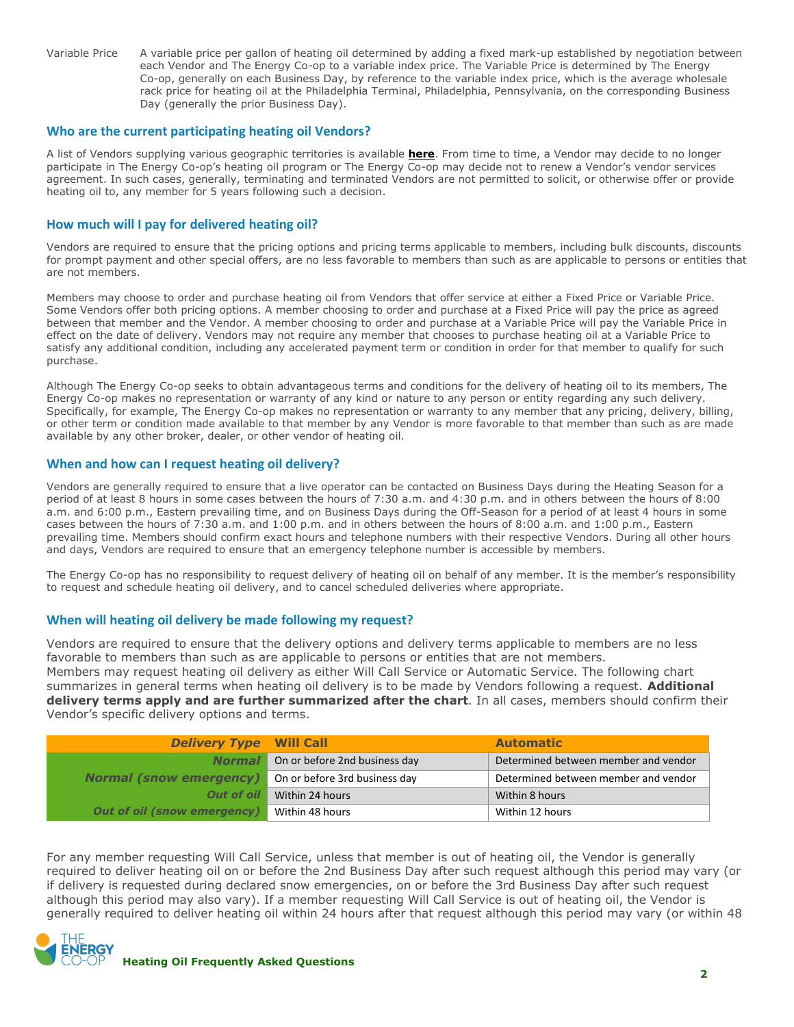Variable Price A variable price per gallon of heating oil determined by adding a fixed mark-up established by negotiation between each Vendor and The Energy Co-op to a variable index price. The Variable Price is determined by The Energy Co-op, generally on each Business Day, by reference to the variable index price, which is the average wholesale rack price for heating oil at the Philadelphia Terminal, Philadelphia, Pennsylvania, on the corresponding Business Day (generally the prior Business Day).

## Who are the current participating heating oil Vendors?

A list of Vendors supplying various geographic territories is available **here**. From time to time, a Vendor may decide to no longer participate in The Energy Co-op's heating oil program or The Energy Co-op may decide not to renew a Vendor's vendor services agreement. In such cases, generally, terminating and terminated Vendors are not permitted to solicit, or otherwise offer or provide heating oil to, any member for 5 years following such a decision.

## How much will I pay for delivered heating oil?

Vendors are required to ensure that the pricing options and pricing terms applicable to members, including bulk discounts, discounts for prompt payment and other special offers, are no less favorable to members than such as are applicable to persons or entities that are not members.

Members may choose to order and purchase heating oil from Vendors that offer service at either a Fixed Price or Variable Price. Some Vendors offer both pricing options. A member choosing to order and purchase at a Fixed Price will pay the price as agreed between that member and the Vendor. A member choosing to order and purchase at a Variable Price will pay the Variable Price in effect on the date of delivery. Vendors may not require any member that chooses to purchase heating oil at a Variable Price to satisfy any additional condition, including any accelerated payment term or condition in order for that member to qualify for such purchase.

Although The Energy Co-op seeks to obtain advantageous terms and conditions for the delivery of heating oil to its members, The Energy Co-op makes no representation or warranty of any kind or nature to any person or entity regarding any such delivery. Specifically, for example, The Energy Co-op makes no representation or warranty to any member that any pricing, delivery, billing, or other term or condition made available to that member by any Vendor is more favorable to that member than such as are made available by any other broker, dealer, or other vendor of heating oil.

## When and how can I request heating oil delivery?

Vendors are generally required to ensure that a live operator can be contacted on Business Days during the Heating Season for a period of at least 8 hours in some cases between the hours of 7:30 a.m. and 4:30 p.m. and in others between the hours of 8:00 a.m. and 6:00 p.m., Eastern prevailing time, and on Business Days during the Off-Season for a period of at least 4 hours in some cases between the hours of 7:30 a.m. and 1:00 p.m. and in others between the hours of 8:00 a.m. and 1:00 p.m., Eastern prevailing time. Members should confirm exact hours and telephone numbers with their respective Vendors. During all other hours and days, Vendors are required to ensure that an emergency telephone number is accessible by members.

The Energy Co-op has no responsibility to request delivery of heating oil on behalf of any member. It is the member's responsibility to request and schedule heating oil delivery, and to cancel scheduled deliveries where appropriate.

## When will heating oil delivery be made following my request?

Vendors are required to ensure that the delivery options and delivery terms applicable to members are no less favorable to members than such as are applicable to persons or entities that are not members.
Members may request heating oil delivery as either Will Call Service or Automatic Service. The following chart summarizes in general terms when heating oil delivery is to be made by Vendors following a request. **Additional delivery terms apply and are further summarized after the chart**. In all cases, members should confirm their Vendor's specific delivery options and terms.

| ***Delivery Type*** | **Will Call** | **Automatic** |
|---|---|---|
| ***Normal*** | On or before 2nd business day | Determined between member and vendor |
| ***Normal (snow emergency)*** | On or before 3rd business day | Determined between member and vendor |
| ***Out of oil*** | Within 24 hours | Within 8 hours |
| ***Out of oil (snow emergency)*** | Within 48 hours | Within 12 hours |

For any member requesting Will Call Service, unless that member is out of heating oil, the Vendor is generally required to deliver heating oil on or before the 2nd Business Day after such request although this period may vary (or if delivery is requested during declared snow emergencies, on or before the 3rd Business Day after such request although this period may also vary). If a member requesting Will Call Service is out of heating oil, the Vendor is generally required to deliver heating oil within 24 hours after that request although this period may vary (or within 48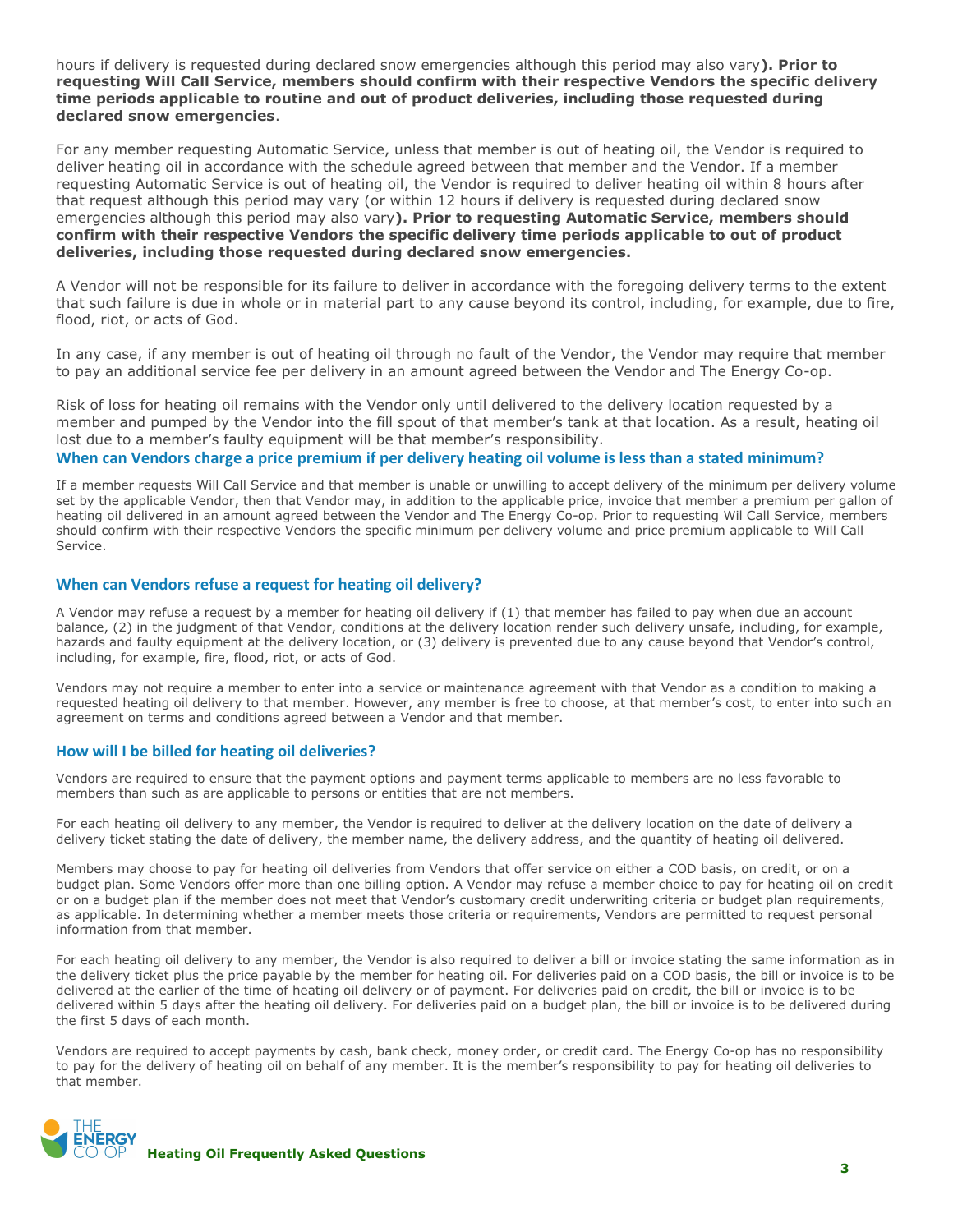hours if delivery is requested during declared snow emergencies although this period may also vary**). Prior to requesting Will Call Service, members should confirm with their respective Vendors the specific delivery time periods applicable to routine and out of product deliveries, including those requested during declared snow emergencies**.

For any member requesting Automatic Service, unless that member is out of heating oil, the Vendor is required to deliver heating oil in accordance with the schedule agreed between that member and the Vendor. If a member requesting Automatic Service is out of heating oil, the Vendor is required to deliver heating oil within 8 hours after that request although this period may vary (or within 12 hours if delivery is requested during declared snow emergencies although this period may also vary**). Prior to requesting Automatic Service, members should confirm with their respective Vendors the specific delivery time periods applicable to out of product deliveries, including those requested during declared snow emergencies.**

A Vendor will not be responsible for its failure to deliver in accordance with the foregoing delivery terms to the extent that such failure is due in whole or in material part to any cause beyond its control, including, for example, due to fire, flood, riot, or acts of God.

In any case, if any member is out of heating oil through no fault of the Vendor, the Vendor may require that member to pay an additional service fee per delivery in an amount agreed between the Vendor and The Energy Co-op.

Risk of loss for heating oil remains with the Vendor only until delivered to the delivery location requested by a member and pumped by the Vendor into the fill spout of that member's tank at that location. As a result, heating oil lost due to a member's faulty equipment will be that member's responsibility.

### When can Vendors charge a price premium if per delivery heating oil volume is less than a stated minimum?

If a member requests Will Call Service and that member is unable or unwilling to accept delivery of the minimum per delivery volume set by the applicable Vendor, then that Vendor may, in addition to the applicable price, invoice that member a premium per gallon of heating oil delivered in an amount agreed between the Vendor and The Energy Co-op. Prior to requesting Wil Call Service, members should confirm with their respective Vendors the specific minimum per delivery volume and price premium applicable to Will Call Service.

### When can Vendors refuse a request for heating oil delivery?

A Vendor may refuse a request by a member for heating oil delivery if (1) that member has failed to pay when due an account balance, (2) in the judgment of that Vendor, conditions at the delivery location render such delivery unsafe, including, for example, hazards and faulty equipment at the delivery location, or (3) delivery is prevented due to any cause beyond that Vendor's control, including, for example, fire, flood, riot, or acts of God.

Vendors may not require a member to enter into a service or maintenance agreement with that Vendor as a condition to making a requested heating oil delivery to that member. However, any member is free to choose, at that member's cost, to enter into such an agreement on terms and conditions agreed between a Vendor and that member.

### How will I be billed for heating oil deliveries?

Vendors are required to ensure that the payment options and payment terms applicable to members are no less favorable to members than such as are applicable to persons or entities that are not members.

For each heating oil delivery to any member, the Vendor is required to deliver at the delivery location on the date of delivery a delivery ticket stating the date of delivery, the member name, the delivery address, and the quantity of heating oil delivered.

Members may choose to pay for heating oil deliveries from Vendors that offer service on either a COD basis, on credit, or on a budget plan. Some Vendors offer more than one billing option. A Vendor may refuse a member choice to pay for heating oil on credit or on a budget plan if the member does not meet that Vendor's customary credit underwriting criteria or budget plan requirements, as applicable. In determining whether a member meets those criteria or requirements, Vendors are permitted to request personal information from that member.

For each heating oil delivery to any member, the Vendor is also required to deliver a bill or invoice stating the same information as in the delivery ticket plus the price payable by the member for heating oil. For deliveries paid on a COD basis, the bill or invoice is to be delivered at the earlier of the time of heating oil delivery or of payment. For deliveries paid on credit, the bill or invoice is to be delivered within 5 days after the heating oil delivery. For deliveries paid on a budget plan, the bill or invoice is to be delivered during the first 5 days of each month.

Vendors are required to accept payments by cash, bank check, money order, or credit card. The Energy Co-op has no responsibility to pay for the delivery of heating oil on behalf of any member. It is the member's responsibility to pay for heating oil deliveries to that member.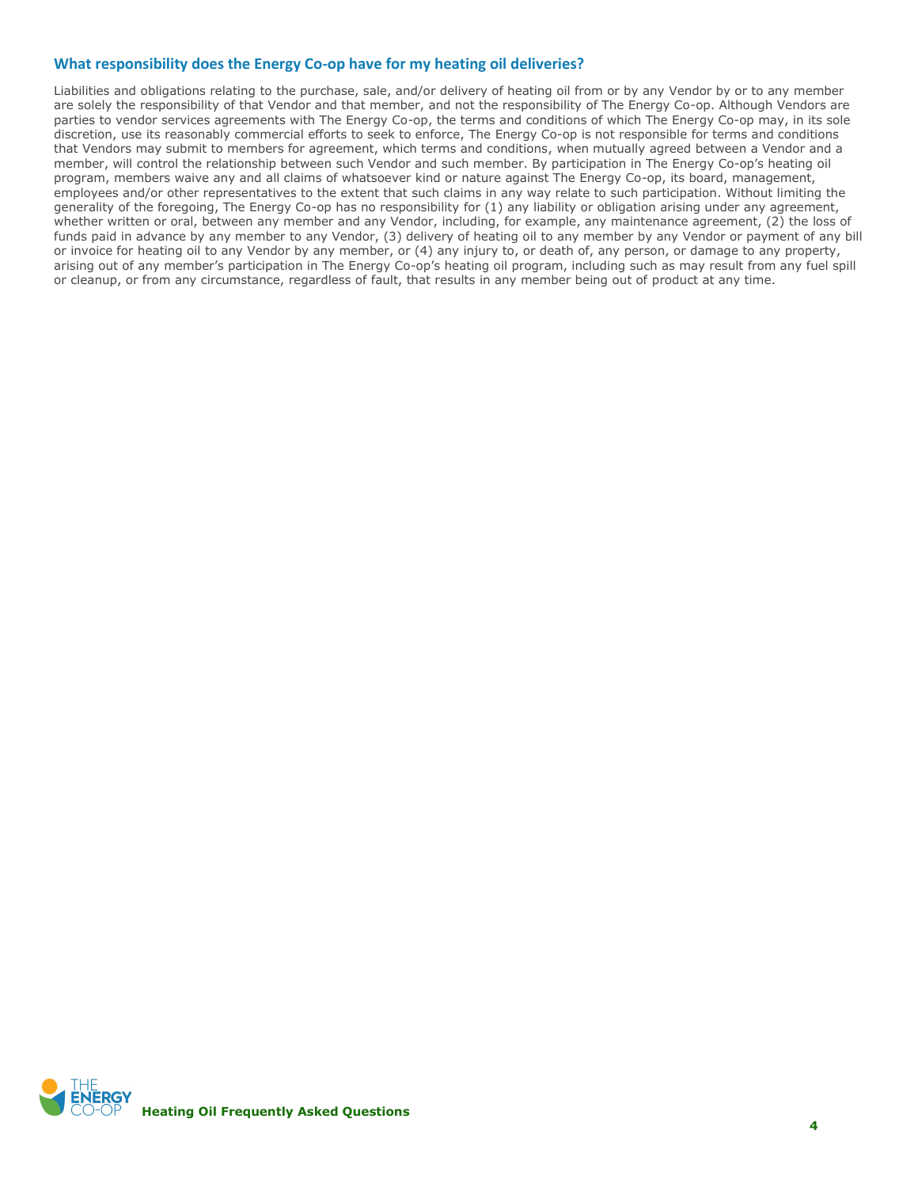### What responsibility does the Energy Co-op have for my heating oil deliveries?

Liabilities and obligations relating to the purchase, sale, and/or delivery of heating oil from or by any Vendor by or to any member are solely the responsibility of that Vendor and that member, and not the responsibility of The Energy Co-op. Although Vendors are parties to vendor services agreements with The Energy Co-op, the terms and conditions of which The Energy Co-op may, in its sole discretion, use its reasonably commercial efforts to seek to enforce, The Energy Co-op is not responsible for terms and conditions that Vendors may submit to members for agreement, which terms and conditions, when mutually agreed between a Vendor and a member, will control the relationship between such Vendor and such member. By participation in The Energy Co-op's heating oil program, members waive any and all claims of whatsoever kind or nature against The Energy Co-op, its board, management, employees and/or other representatives to the extent that such claims in any way relate to such participation. Without limiting the generality of the foregoing, The Energy Co-op has no responsibility for (1) any liability or obligation arising under any agreement, whether written or oral, between any member and any Vendor, including, for example, any maintenance agreement, (2) the loss of funds paid in advance by any member to any Vendor, (3) delivery of heating oil to any member by any Vendor or payment of any bill or invoice for heating oil to any Vendor by any member, or (4) any injury to, or death of, any person, or damage to any property, arising out of any member's participation in The Energy Co-op's heating oil program, including such as may result from any fuel spill or cleanup, or from any circumstance, regardless of fault, that results in any member being out of product at any time.